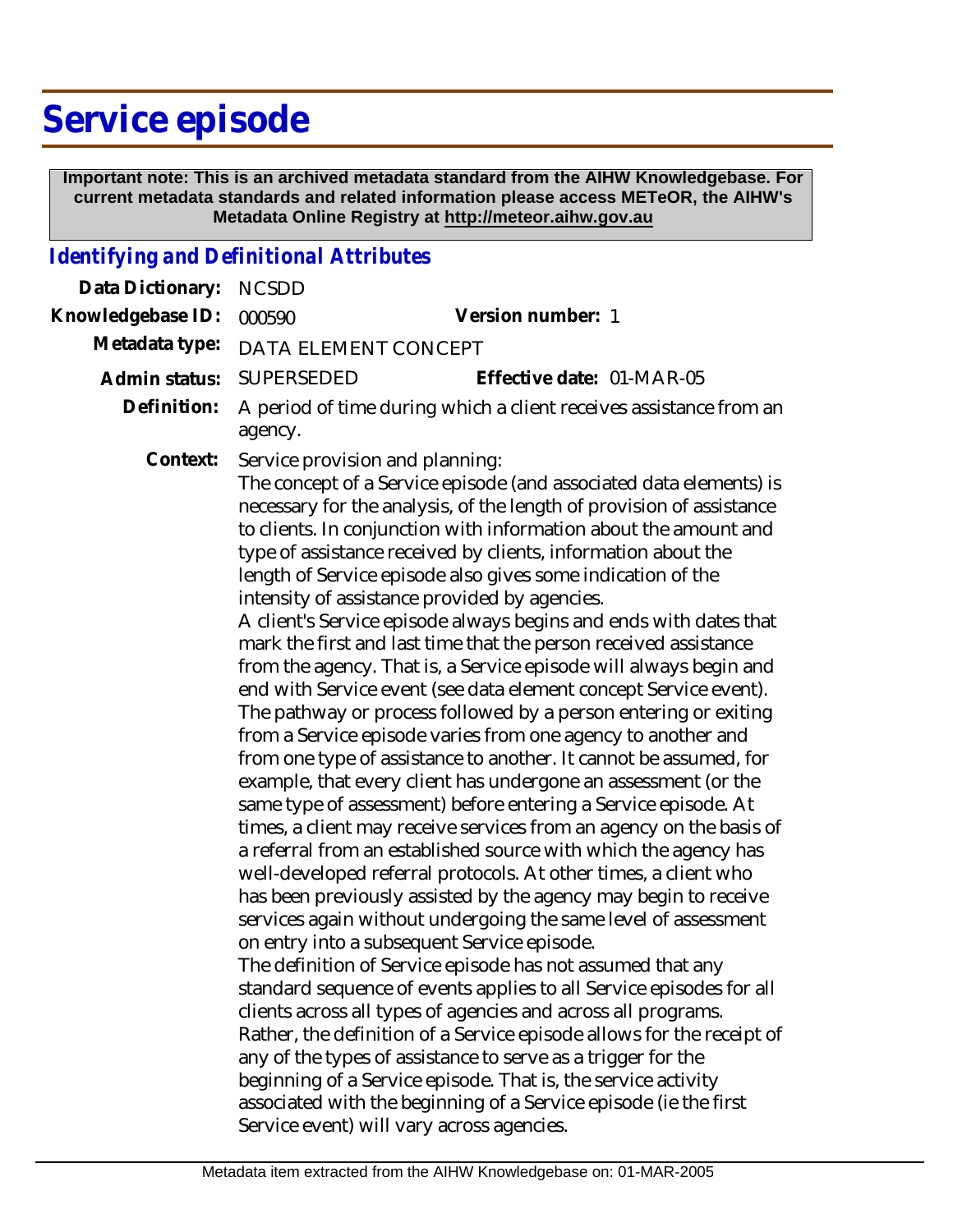# Service episode

**Important note: This is an archived metadata standard from the AIHW Knowledgebase. For current metadata standards and related information please access METeOR, the AIHW's Metadata Online Registry at http://meteor.aihw.gov.au**

## *Identifying and Definitional Attributes*

**Data Dictionary:** NCSDD

**Knowledgebase ID:** 000590 **Version number:** 1

**Metadata type:** DATA ELEMENT CONCEPT

**Admin status:** SUPERSEDED **Effective date:** 01-MAR-05

**Definition:** A period of time during which a client receives assistance from an agency.

**Context:** Service provision and planning:

The concept of a Service episode (and associated data elements) is necessary for the analysis, of the length of provision of assistance to clients. In conjunction with information about the amount and type of assistance received by clients, information about the length of Service episode also gives some indication of the intensity of assistance provided by agencies.

A client's Service episode always begins and ends with dates that mark the first and last time that the person received assistance from the agency. That is, a Service episode will always begin and end with Service event (see data element concept Service event). The pathway or process followed by a person entering or exiting from a Service episode varies from one agency to another and from one type of assistance to another. It cannot be assumed, for example, that every client has undergone an assessment (or the same type of assessment) before entering a Service episode. At times, a client may receive services from an agency on the basis of a referral from an established source with which the agency has well-developed referral protocols. At other times, a client who has been previously assisted by the agency may begin to receive services again without undergoing the same level of assessment on entry into a subsequent Service episode.

The definition of Service episode has not assumed that any standard sequence of events applies to all Service episodes for all clients across all types of agencies and across all programs. Rather, the definition of a Service episode allows for the receipt of any of the types of assistance to serve as a trigger for the beginning of a Service episode. That is, the service activity associated with the beginning of a Service episode (ie the first Service event) will vary across agencies.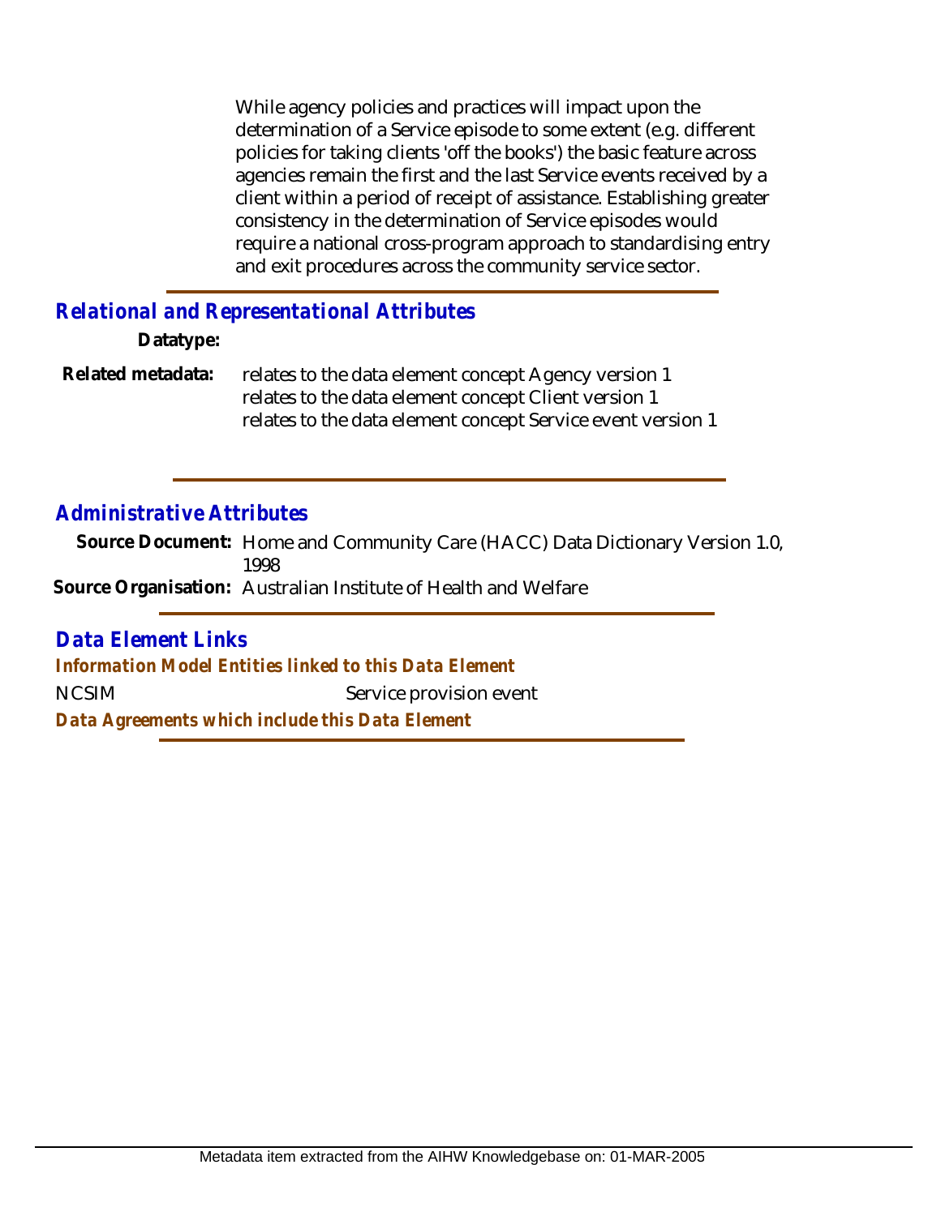While agency policies and practices will impact upon the determination of a Service episode to some extent (e.g. different policies for taking clients 'off the books') the basic feature across agencies remain the first and the last Service events received by a client within a period of receipt of assistance. Establishing greater consistency in the determination of Service episodes would require a national cross-program approach to standardising entry and exit procedures across the community service sector.

## Relational and Representational Attributes

**Datatype:**

**Related metadata:** relates to the data element concept Agency version 1
relates to the data element concept Client version 1
relates to the data element concept Service event version 1

## Administrative Attributes

**Source Document:** Home and Community Care (HACC) Data Dictionary Version 1.0, 1998

**Source Organisation:** Australian Institute of Health and Welfare

## Data Element Links

### Information Model Entities linked to this Data Element

NCSIM Service provision event

### Data Agreements which include this Data Element